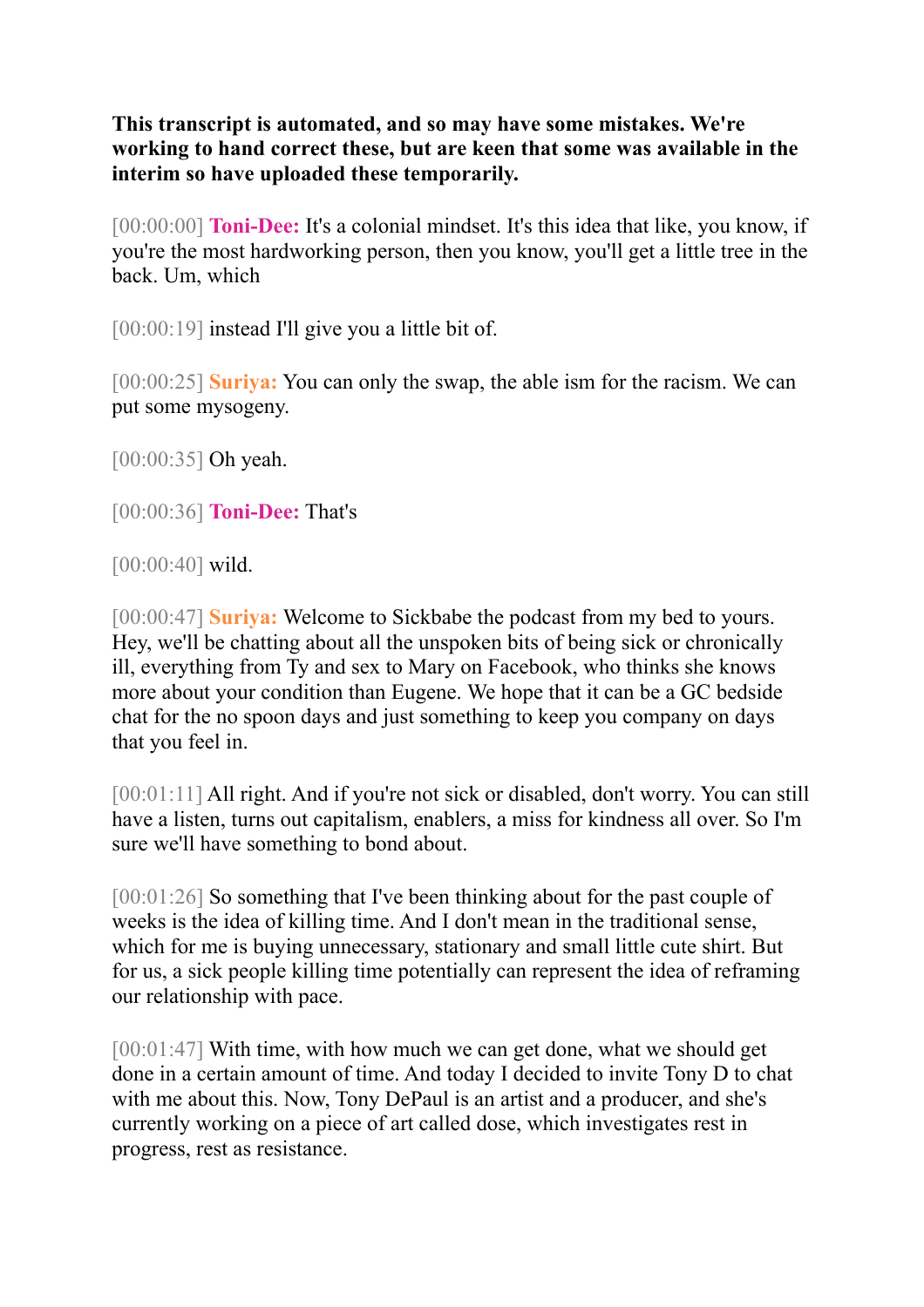**This transcript is automated, and so may have some mistakes. We're working to hand correct these, but are keen that some was available in the interim so have uploaded these temporarily.**

[00:00:00] **Toni-Dee:** It's a colonial mindset. It's this idea that like, you know, if you're the most hardworking person, then you know, you'll get a little tree in the back. Um, which

[00:00:19] instead I'll give you a little bit of.

[00:00:25] **Suriya:** You can only the swap, the able ism for the racism. We can put some mysogeny.

[00:00:35] Oh yeah.

[00:00:36] **Toni-Dee:** That's

[00:00:40] wild.

[00:00:47] **Suriya:** Welcome to Sickbabe the podcast from my bed to yours. Hey, we'll be chatting about all the unspoken bits of being sick or chronically ill, everything from Ty and sex to Mary on Facebook, who thinks she knows more about your condition than Eugene. We hope that it can be a GC bedside chat for the no spoon days and just something to keep you company on days that you feel in.

[00:01:11] All right. And if you're not sick or disabled, don't worry. You can still have a listen, turns out capitalism, enablers, a miss for kindness all over. So I'm sure we'll have something to bond about.

[00:01:26] So something that I've been thinking about for the past couple of weeks is the idea of killing time. And I don't mean in the traditional sense, which for me is buying unnecessary, stationary and small little cute shirt. But for us, a sick people killing time potentially can represent the idea of reframing our relationship with pace.

[00:01:47] With time, with how much we can get done, what we should get done in a certain amount of time. And today I decided to invite Tony D to chat with me about this. Now, Tony DePaul is an artist and a producer, and she's currently working on a piece of art called dose, which investigates rest in progress, rest as resistance.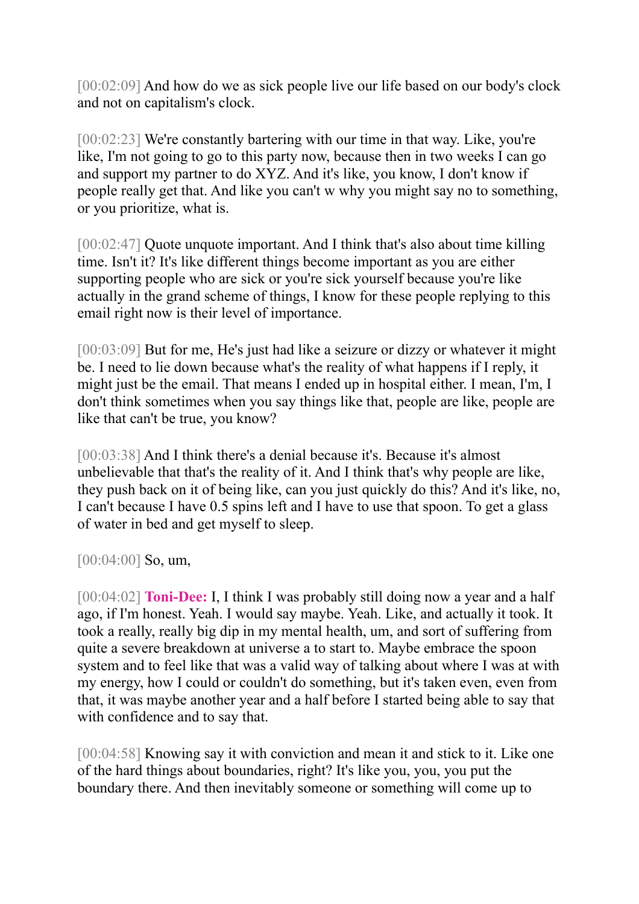[00:02:09] And how do we as sick people live our life based on our body's clock and not on capitalism's clock.

[00:02:23] We're constantly bartering with our time in that way. Like, you're like, I'm not going to go to this party now, because then in two weeks I can go and support my partner to do XYZ. And it's like, you know, I don't know if people really get that. And like you can't w why you might say no to something, or you prioritize, what is.

[00:02:47] Quote unquote important. And I think that's also about time killing time. Isn't it? It's like different things become important as you are either supporting people who are sick or you're sick yourself because you're like actually in the grand scheme of things, I know for these people replying to this email right now is their level of importance.

[00:03:09] But for me, He's just had like a seizure or dizzy or whatever it might be. I need to lie down because what's the reality of what happens if I reply, it might just be the email. That means I ended up in hospital either. I mean, I'm, I don't think sometimes when you say things like that, people are like, people are like that can't be true, you know?

[00:03:38] And I think there's a denial because it's. Because it's almost unbelievable that that's the reality of it. And I think that's why people are like, they push back on it of being like, can you just quickly do this? And it's like, no, I can't because I have 0.5 spins left and I have to use that spoon. To get a glass of water in bed and get myself to sleep.

[00:04:00] So, um,

[00:04:02] **Toni-Dee:** I, I think I was probably still doing now a year and a half ago, if I'm honest. Yeah. I would say maybe. Yeah. Like, and actually it took. It took a really, really big dip in my mental health, um, and sort of suffering from quite a severe breakdown at universe a to start to. Maybe embrace the spoon system and to feel like that was a valid way of talking about where I was at with my energy, how I could or couldn't do something, but it's taken even, even from that, it was maybe another year and a half before I started being able to say that with confidence and to say that.

[00:04:58] Knowing say it with conviction and mean it and stick to it. Like one of the hard things about boundaries, right? It's like you, you, you put the boundary there. And then inevitably someone or something will come up to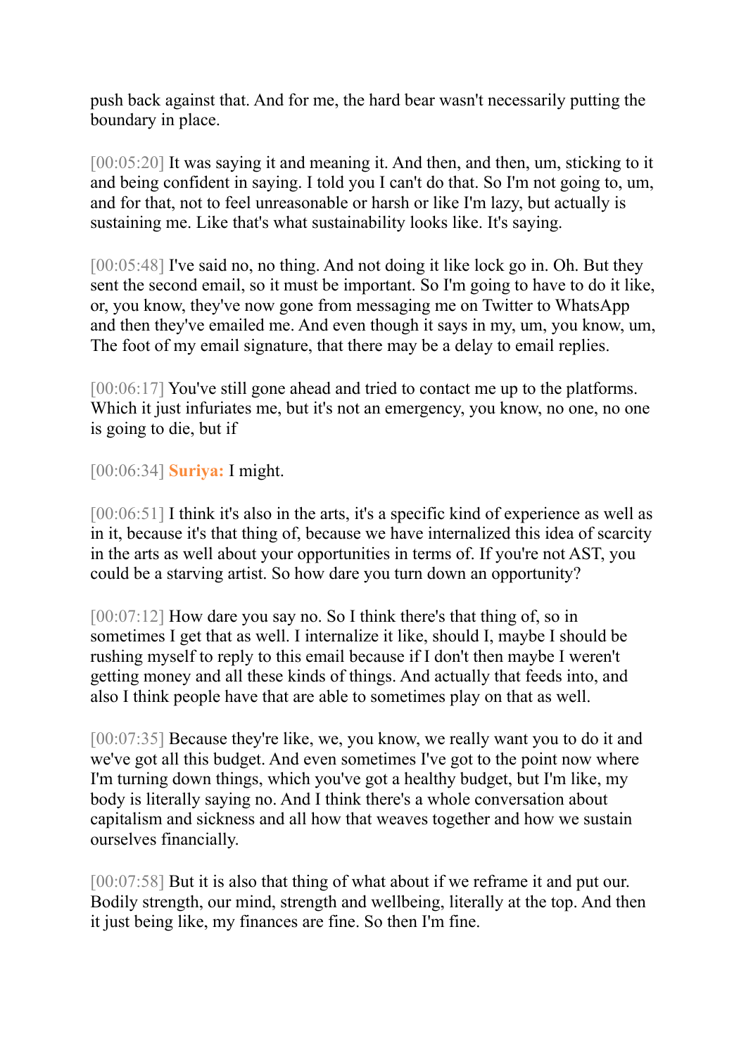push back against that. And for me, the hard bear wasn't necessarily putting the boundary in place.

[00:05:20] It was saying it and meaning it. And then, and then, um, sticking to it and being confident in saying. I told you I can't do that. So I'm not going to, um, and for that, not to feel unreasonable or harsh or like I'm lazy, but actually is sustaining me. Like that's what sustainability looks like. It's saying.

[00:05:48] I've said no, no thing. And not doing it like lock go in. Oh. But they sent the second email, so it must be important. So I'm going to have to do it like, or, you know, they've now gone from messaging me on Twitter to WhatsApp and then they've emailed me. And even though it says in my, um, you know, um, The foot of my email signature, that there may be a delay to email replies.

[00:06:17] You've still gone ahead and tried to contact me up to the platforms. Which it just infuriates me, but it's not an emergency, you know, no one, no one is going to die, but if

[00:06:34] **Suriya:** I might.

[00:06:51] I think it's also in the arts, it's a specific kind of experience as well as in it, because it's that thing of, because we have internalized this idea of scarcity in the arts as well about your opportunities in terms of. If you're not AST, you could be a starving artist. So how dare you turn down an opportunity?

[00:07:12] How dare you say no. So I think there's that thing of, so in sometimes I get that as well. I internalize it like, should I, maybe I should be rushing myself to reply to this email because if I don't then maybe I weren't getting money and all these kinds of things. And actually that feeds into, and also I think people have that are able to sometimes play on that as well.

[00:07:35] Because they're like, we, you know, we really want you to do it and we've got all this budget. And even sometimes I've got to the point now where I'm turning down things, which you've got a healthy budget, but I'm like, my body is literally saying no. And I think there's a whole conversation about capitalism and sickness and all how that weaves together and how we sustain ourselves financially.

[00:07:58] But it is also that thing of what about if we reframe it and put our. Bodily strength, our mind, strength and wellbeing, literally at the top. And then it just being like, my finances are fine. So then I'm fine.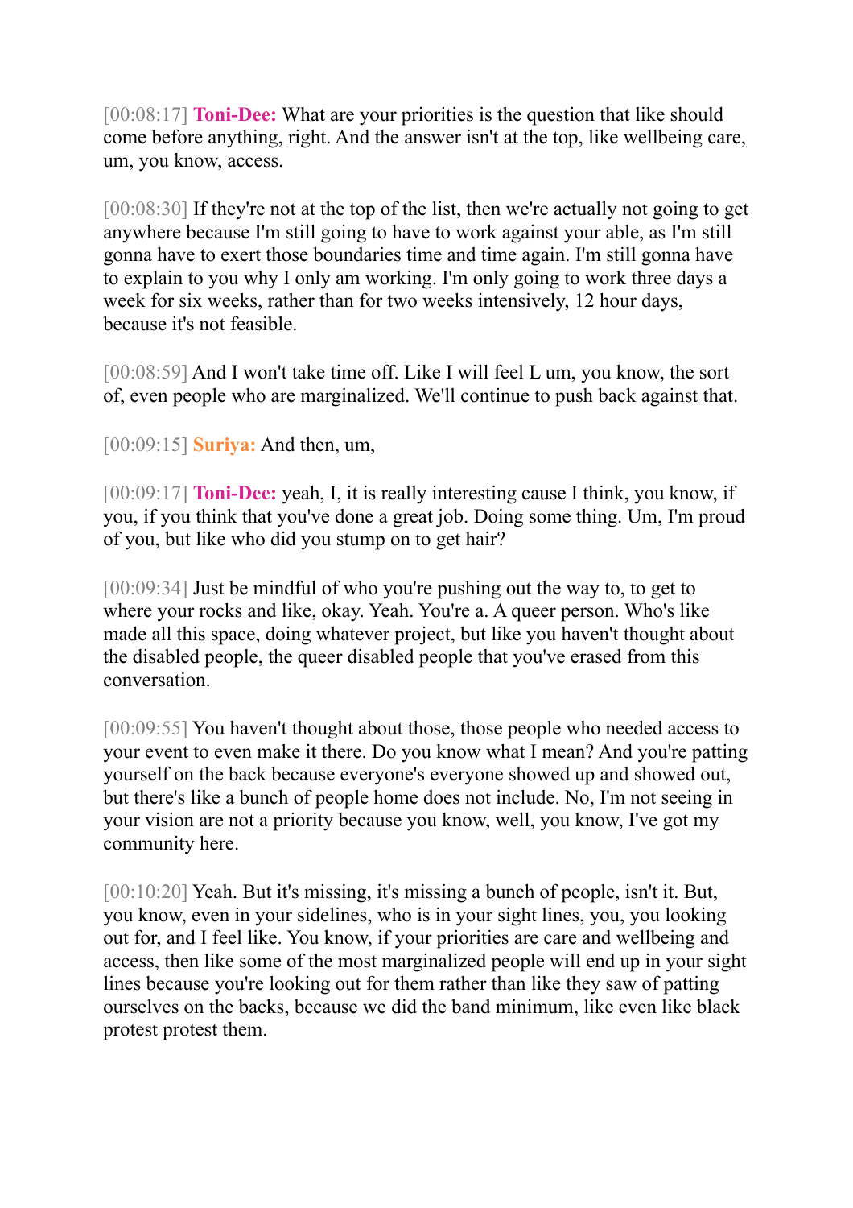[00:08:17] **Toni-Dee:** What are your priorities is the question that like should come before anything, right. And the answer isn't at the top, like wellbeing care, um, you know, access.

[00:08:30] If they're not at the top of the list, then we're actually not going to get anywhere because I'm still going to have to work against your able, as I'm still gonna have to exert those boundaries time and time again. I'm still gonna have to explain to you why I only am working. I'm only going to work three days a week for six weeks, rather than for two weeks intensively, 12 hour days, because it's not feasible.

[00:08:59] And I won't take time off. Like I will feel L um, you know, the sort of, even people who are marginalized. We'll continue to push back against that.

[00:09:15] **Suriya:** And then, um,

[00:09:17] **Toni-Dee:** yeah, I, it is really interesting cause I think, you know, if you, if you think that you've done a great job. Doing some thing. Um, I'm proud of you, but like who did you stump on to get hair?

[00:09:34] Just be mindful of who you're pushing out the way to, to get to where your rocks and like, okay. Yeah. You're a. A queer person. Who's like made all this space, doing whatever project, but like you haven't thought about the disabled people, the queer disabled people that you've erased from this conversation.

[00:09:55] You haven't thought about those, those people who needed access to your event to even make it there. Do you know what I mean? And you're patting yourself on the back because everyone's everyone showed up and showed out, but there's like a bunch of people home does not include. No, I'm not seeing in your vision are not a priority because you know, well, you know, I've got my community here.

[00:10:20] Yeah. But it's missing, it's missing a bunch of people, isn't it. But, you know, even in your sidelines, who is in your sight lines, you, you looking out for, and I feel like. You know, if your priorities are care and wellbeing and access, then like some of the most marginalized people will end up in your sight lines because you're looking out for them rather than like they saw of patting ourselves on the backs, because we did the band minimum, like even like black protest protest them.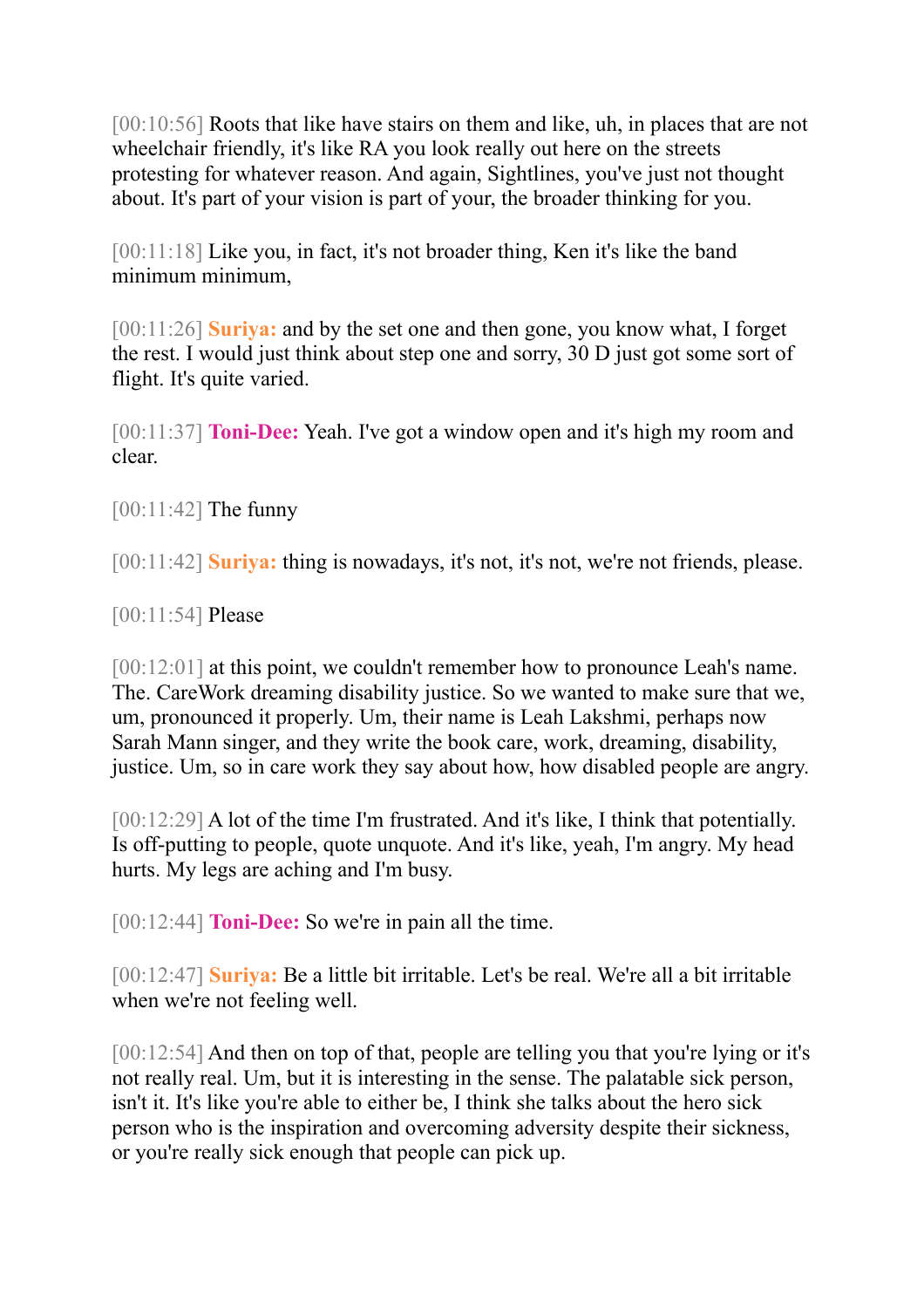[00:10:56] Roots that like have stairs on them and like, uh, in places that are not wheelchair friendly, it's like RA you look really out here on the streets protesting for whatever reason. And again, Sightlines, you've just not thought about. It's part of your vision is part of your, the broader thinking for you.

[00:11:18] Like you, in fact, it's not broader thing, Ken it's like the band minimum minimum,

[00:11:26] **Suriya:** and by the set one and then gone, you know what, I forget the rest. I would just think about step one and sorry, 30 D just got some sort of flight. It's quite varied.

[00:11:37] **Toni-Dee:** Yeah. I've got a window open and it's high my room and clear.

[00:11:42] The funny

[00:11:42] **Suriya:** thing is nowadays, it's not, it's not, we're not friends, please.

[00:11:54] Please

[00:12:01] at this point, we couldn't remember how to pronounce Leah's name. The. CareWork dreaming disability justice. So we wanted to make sure that we, um, pronounced it properly. Um, their name is Leah Lakshmi, perhaps now Sarah Mann singer, and they write the book care, work, dreaming, disability, justice. Um, so in care work they say about how, how disabled people are angry.

[00:12:29] A lot of the time I'm frustrated. And it's like, I think that potentially. Is off-putting to people, quote unquote. And it's like, yeah, I'm angry. My head hurts. My legs are aching and I'm busy.

[00:12:44] **Toni-Dee:** So we're in pain all the time.

[00:12:47] **Suriya:** Be a little bit irritable. Let's be real. We're all a bit irritable when we're not feeling well.

[00:12:54] And then on top of that, people are telling you that you're lying or it's not really real. Um, but it is interesting in the sense. The palatable sick person, isn't it. It's like you're able to either be, I think she talks about the hero sick person who is the inspiration and overcoming adversity despite their sickness, or you're really sick enough that people can pick up.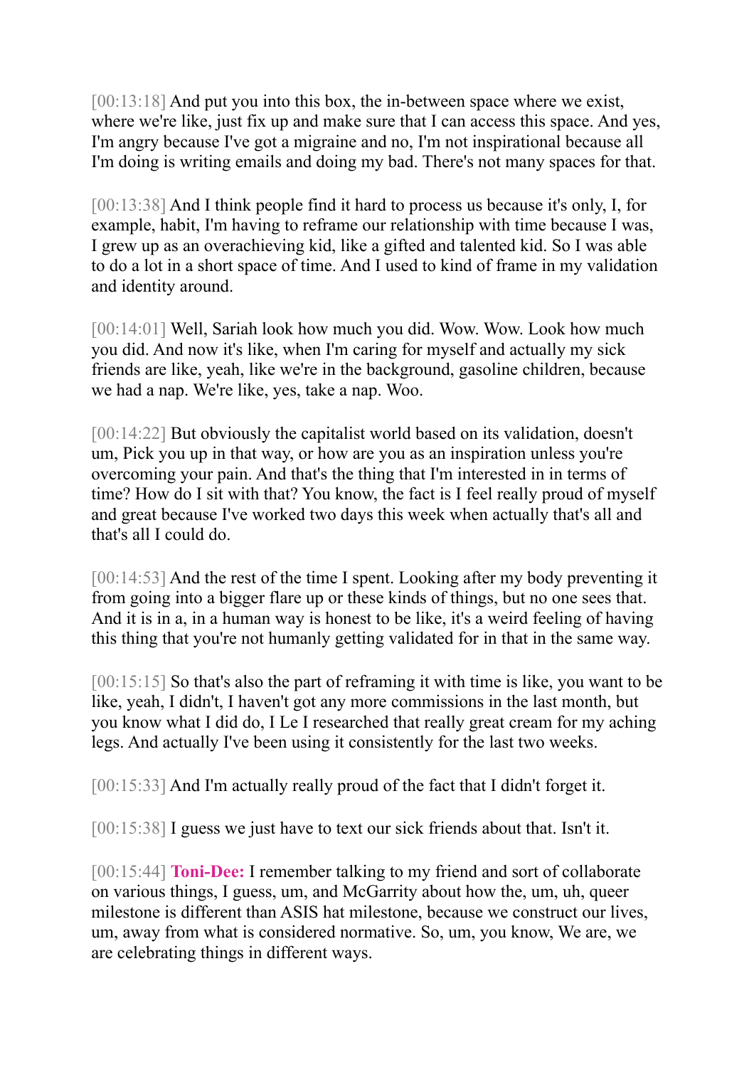[00:13:18] And put you into this box, the in-between space where we exist, where we're like, just fix up and make sure that I can access this space. And yes, I'm angry because I've got a migraine and no, I'm not inspirational because all I'm doing is writing emails and doing my bad. There's not many spaces for that.

[00:13:38] And I think people find it hard to process us because it's only, I, for example, habit, I'm having to reframe our relationship with time because I was, I grew up as an overachieving kid, like a gifted and talented kid. So I was able to do a lot in a short space of time. And I used to kind of frame in my validation and identity around.

[00:14:01] Well, Sariah look how much you did. Wow. Wow. Look how much you did. And now it's like, when I'm caring for myself and actually my sick friends are like, yeah, like we're in the background, gasoline children, because we had a nap. We're like, yes, take a nap. Woo.

[00:14:22] But obviously the capitalist world based on its validation, doesn't um, Pick you up in that way, or how are you as an inspiration unless you're overcoming your pain. And that's the thing that I'm interested in in terms of time? How do I sit with that? You know, the fact is I feel really proud of myself and great because I've worked two days this week when actually that's all and that's all I could do.

[00:14:53] And the rest of the time I spent. Looking after my body preventing it from going into a bigger flare up or these kinds of things, but no one sees that. And it is in a, in a human way is honest to be like, it's a weird feeling of having this thing that you're not humanly getting validated for in that in the same way.

[00:15:15] So that's also the part of reframing it with time is like, you want to be like, yeah, I didn't, I haven't got any more commissions in the last month, but you know what I did do, I Le I researched that really great cream for my aching legs. And actually I've been using it consistently for the last two weeks.

[00:15:33] And I'm actually really proud of the fact that I didn't forget it.

[00:15:38] I guess we just have to text our sick friends about that. Isn't it.

[00:15:44] **Toni-Dee:** I remember talking to my friend and sort of collaborate on various things, I guess, um, and McGarrity about how the, um, uh, queer milestone is different than ASIS hat milestone, because we construct our lives, um, away from what is considered normative. So, um, you know, We are, we are celebrating things in different ways.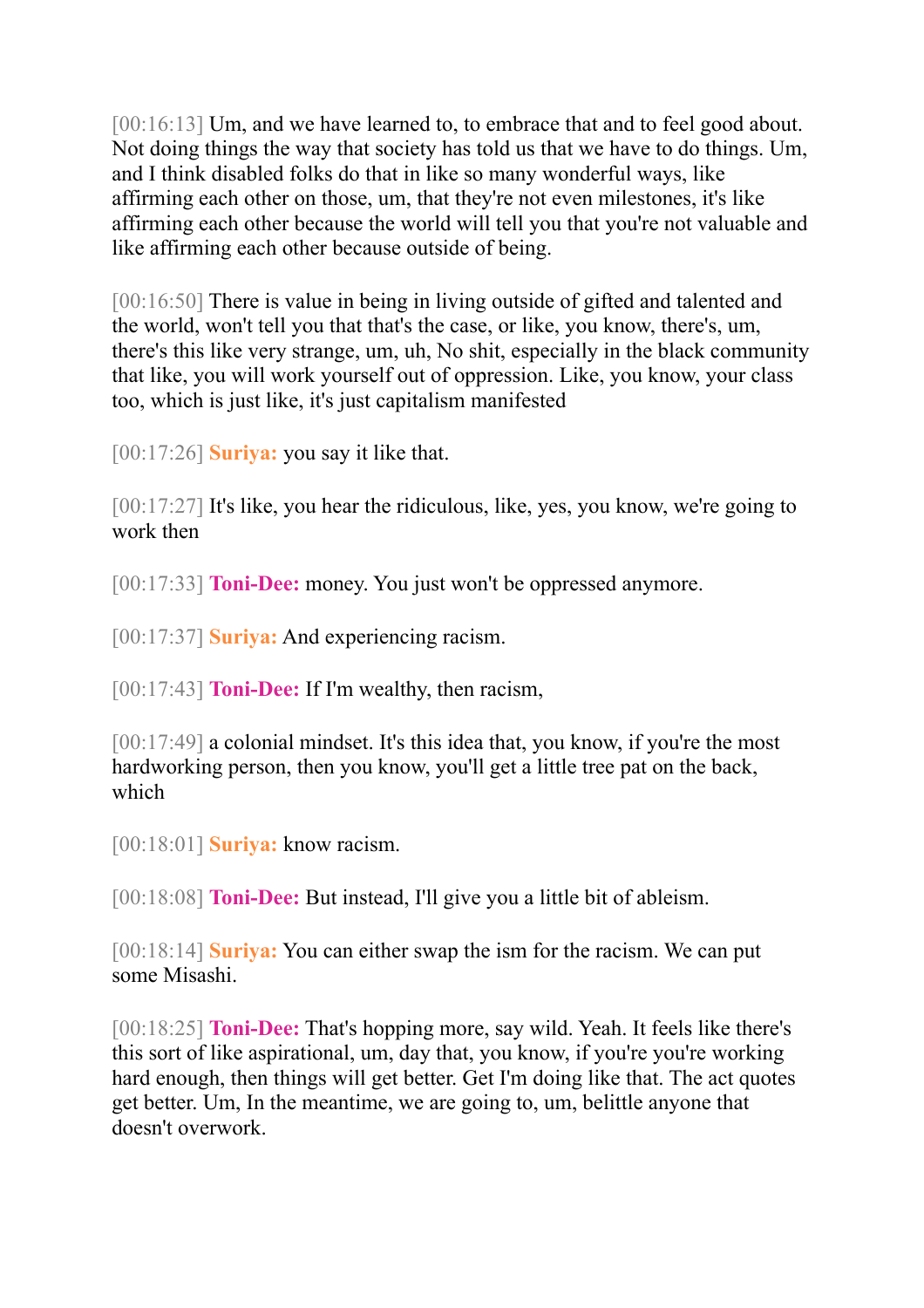[00:16:13] Um, and we have learned to, to embrace that and to feel good about. Not doing things the way that society has told us that we have to do things. Um, and I think disabled folks do that in like so many wonderful ways, like affirming each other on those, um, that they're not even milestones, it's like affirming each other because the world will tell you that you're not valuable and like affirming each other because outside of being.

[00:16:50] There is value in being in living outside of gifted and talented and the world, won't tell you that that's the case, or like, you know, there's, um, there's this like very strange, um, uh, No shit, especially in the black community that like, you will work yourself out of oppression. Like, you know, your class too, which is just like, it's just capitalism manifested

[00:17:26] **Suriya:** you say it like that.

[00:17:27] It's like, you hear the ridiculous, like, yes, you know, we're going to work then

[00:17:33] **Toni-Dee:** money. You just won't be oppressed anymore.

[00:17:37] **Suriya:** And experiencing racism.

[00:17:43] **Toni-Dee:** If I'm wealthy, then racism,

[00:17:49] a colonial mindset. It's this idea that, you know, if you're the most hardworking person, then you know, you'll get a little tree pat on the back, which

[00:18:01] **Suriya:** know racism.

[00:18:08] **Toni-Dee:** But instead, I'll give you a little bit of ableism.

[00:18:14] **Suriya:** You can either swap the ism for the racism. We can put some Misashi.

[00:18:25] **Toni-Dee:** That's hopping more, say wild. Yeah. It feels like there's this sort of like aspirational, um, day that, you know, if you're you're working hard enough, then things will get better. Get I'm doing like that. The act quotes get better. Um, In the meantime, we are going to, um, belittle anyone that doesn't overwork.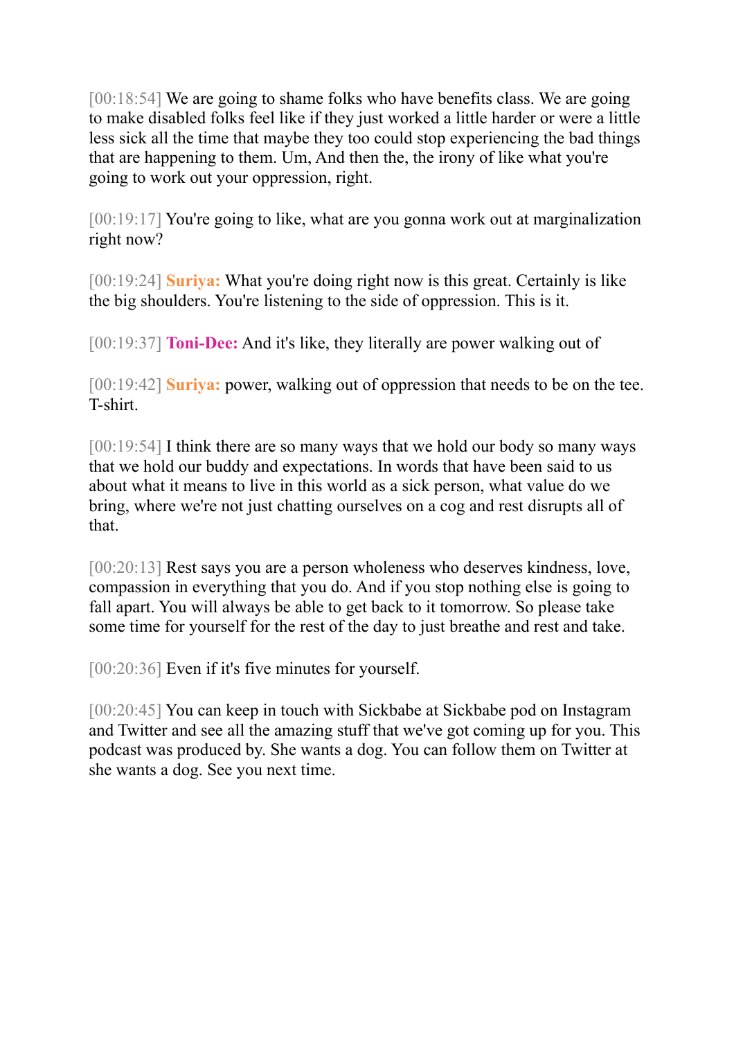[00:18:54] We are going to shame folks who have benefits class. We are going to make disabled folks feel like if they just worked a little harder or were a little less sick all the time that maybe they too could stop experiencing the bad things that are happening to them. Um, And then the, the irony of like what you're going to work out your oppression, right.

[00:19:17] You're going to like, what are you gonna work out at marginalization right now?

[00:19:24] **Suriya:** What you're doing right now is this great. Certainly is like the big shoulders. You're listening to the side of oppression. This is it.

[00:19:37] **Toni-Dee:** And it's like, they literally are power walking out of

[00:19:42] **Suriya:** power, walking out of oppression that needs to be on the tee. T-shirt.

[00:19:54] I think there are so many ways that we hold our body so many ways that we hold our buddy and expectations. In words that have been said to us about what it means to live in this world as a sick person, what value do we bring, where we're not just chatting ourselves on a cog and rest disrupts all of that.

[00:20:13] Rest says you are a person wholeness who deserves kindness, love, compassion in everything that you do. And if you stop nothing else is going to fall apart. You will always be able to get back to it tomorrow. So please take some time for yourself for the rest of the day to just breathe and rest and take.

[00:20:36] Even if it's five minutes for yourself.

[00:20:45] You can keep in touch with Sickbabe at Sickbabe pod on Instagram and Twitter and see all the amazing stuff that we've got coming up for you. This podcast was produced by. She wants a dog. You can follow them on Twitter at she wants a dog. See you next time.